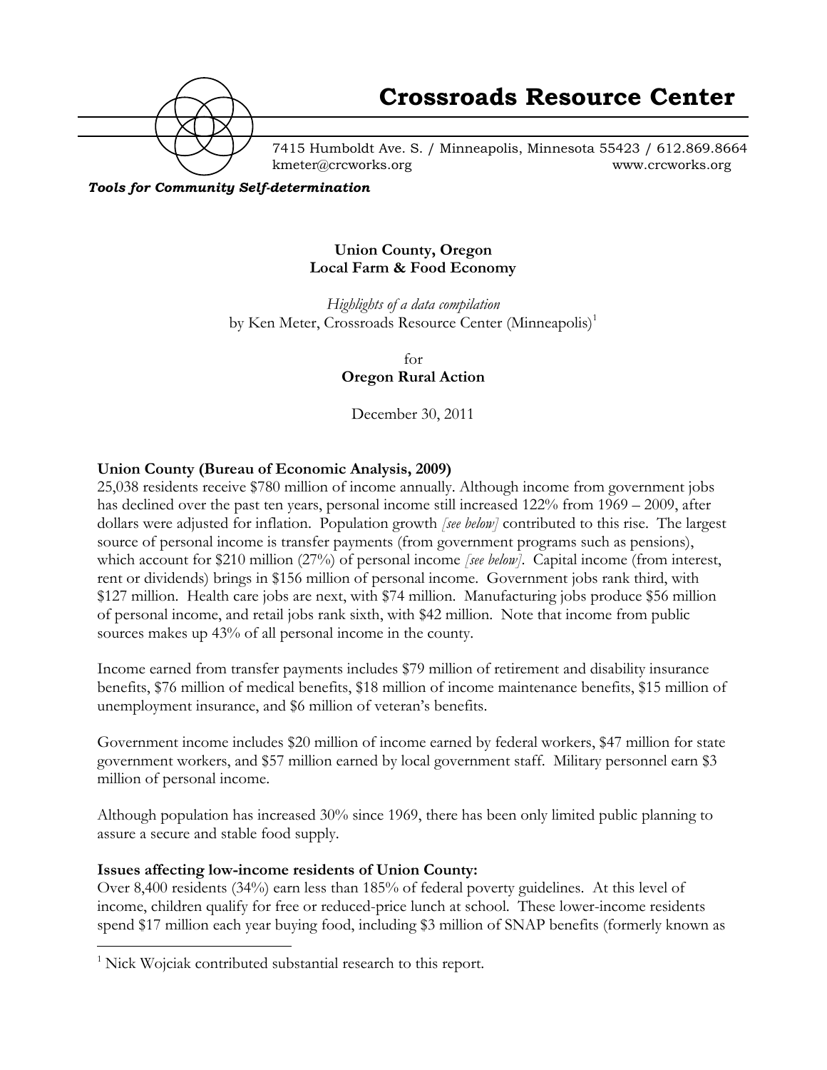# Crossroads Resource Center

7415 Humboldt Ave. S. / Minneapolis, Minnesota 55423 / 612.869.8664
kmeter@crcworks.org www.crcworks.org

***Tools for Community Self-determination***

**Union County, Oregon**
**Local Farm & Food Economy**

*Highlights of a data compilation*
by Ken Meter, Crossroads Resource Center (Minneapolis)[1]

for
**Oregon Rural Action**

December 30, 2011

**Union County (Bureau of Economic Analysis, 2009)**

25,038 residents receive $780 million of income annually. Although income from government jobs has declined over the past ten years, personal income still increased 122% from 1969 – 2009, after dollars were adjusted for inflation. Population growth *[see below]* contributed to this rise. The largest source of personal income is transfer payments (from government programs such as pensions), which account for $210 million (27%) of personal income *[see below]*. Capital income (from interest, rent or dividends) brings in $156 million of personal income. Government jobs rank third, with $127 million. Health care jobs are next, with $74 million. Manufacturing jobs produce $56 million of personal income, and retail jobs rank sixth, with $42 million. Note that income from public sources makes up 43% of all personal income in the county.

Income earned from transfer payments includes $79 million of retirement and disability insurance benefits, $76 million of medical benefits, $18 million of income maintenance benefits, $15 million of unemployment insurance, and $6 million of veteran's benefits.

Government income includes $20 million of income earned by federal workers, $47 million for state government workers, and $57 million earned by local government staff. Military personnel earn $3 million of personal income.

Although population has increased 30% since 1969, there has been only limited public planning to assure a secure and stable food supply.

**Issues affecting low-income residents of Union County:**

Over 8,400 residents (34%) earn less than 185% of federal poverty guidelines. At this level of income, children qualify for free or reduced-price lunch at school. These lower-income residents spend $17 million each year buying food, including $3 million of SNAP benefits (formerly known as

[1] Nick Wojciak contributed substantial research to this report.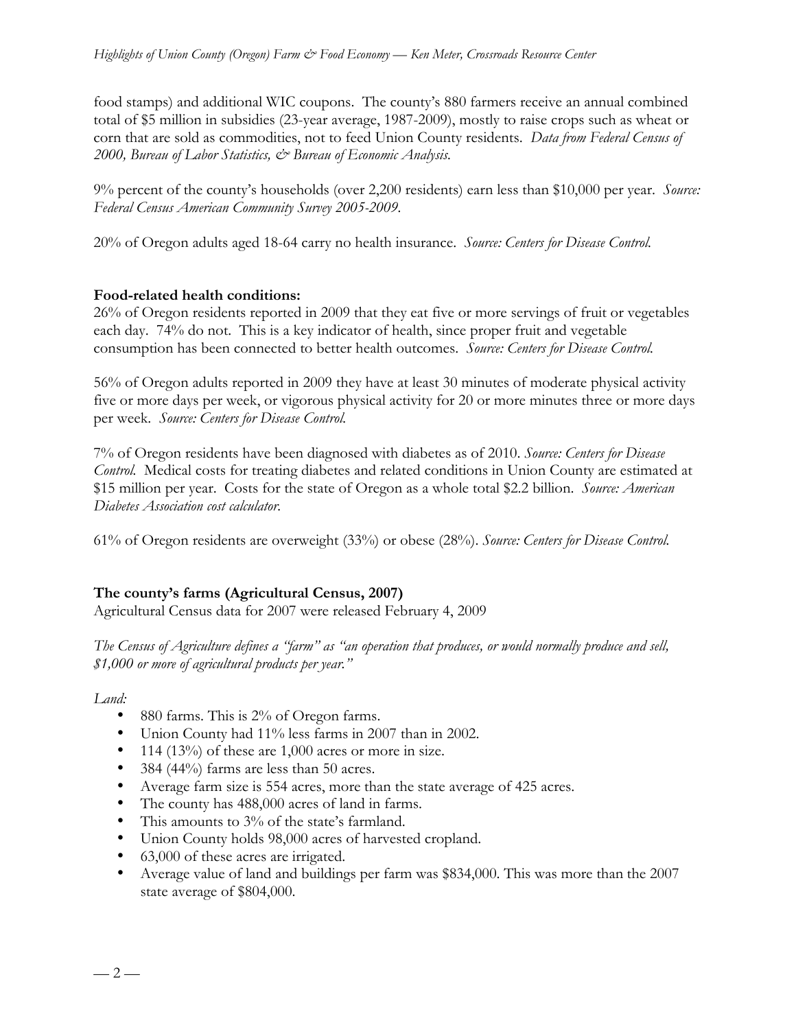food stamps) and additional WIC coupons. The county's 880 farmers receive an annual combined total of $5 million in subsidies (23-year average, 1987-2009), mostly to raise crops such as wheat or corn that are sold as commodities, not to feed Union County residents. *Data from Federal Census of 2000, Bureau of Labor Statistics, & Bureau of Economic Analysis.*

9% percent of the county's households (over 2,200 residents) earn less than $10,000 per year. *Source: Federal Census American Community Survey 2005-2009.*

20% of Oregon adults aged 18-64 carry no health insurance. *Source: Centers for Disease Control.*

**Food-related health conditions:**

26% of Oregon residents reported in 2009 that they eat five or more servings of fruit or vegetables each day. 74% do not. This is a key indicator of health, since proper fruit and vegetable consumption has been connected to better health outcomes. *Source: Centers for Disease Control.*

56% of Oregon adults reported in 2009 they have at least 30 minutes of moderate physical activity five or more days per week, or vigorous physical activity for 20 or more minutes three or more days per week. *Source: Centers for Disease Control.*

7% of Oregon residents have been diagnosed with diabetes as of 2010. *Source: Centers for Disease Control.* Medical costs for treating diabetes and related conditions in Union County are estimated at $15 million per year. Costs for the state of Oregon as a whole total $2.2 billion. *Source: American Diabetes Association cost calculator.*

61% of Oregon residents are overweight (33%) or obese (28%). *Source: Centers for Disease Control.*

**The county's farms (Agricultural Census, 2007)**

Agricultural Census data for 2007 were released February 4, 2009

*The Census of Agriculture defines a "farm" as "an operation that produces, or would normally produce and sell, $1,000 or more of agricultural products per year."*

*Land:*

- 880 farms. This is 2% of Oregon farms.
- Union County had 11% less farms in 2007 than in 2002.
- 114 (13%) of these are 1,000 acres or more in size.
- 384 (44%) farms are less than 50 acres.
- Average farm size is 554 acres, more than the state average of 425 acres.
- The county has 488,000 acres of land in farms.
- This amounts to 3% of the state's farmland.
- Union County holds 98,000 acres of harvested cropland.
- 63,000 of these acres are irrigated.
- Average value of land and buildings per farm was $834,000. This was more than the 2007 state average of $804,000.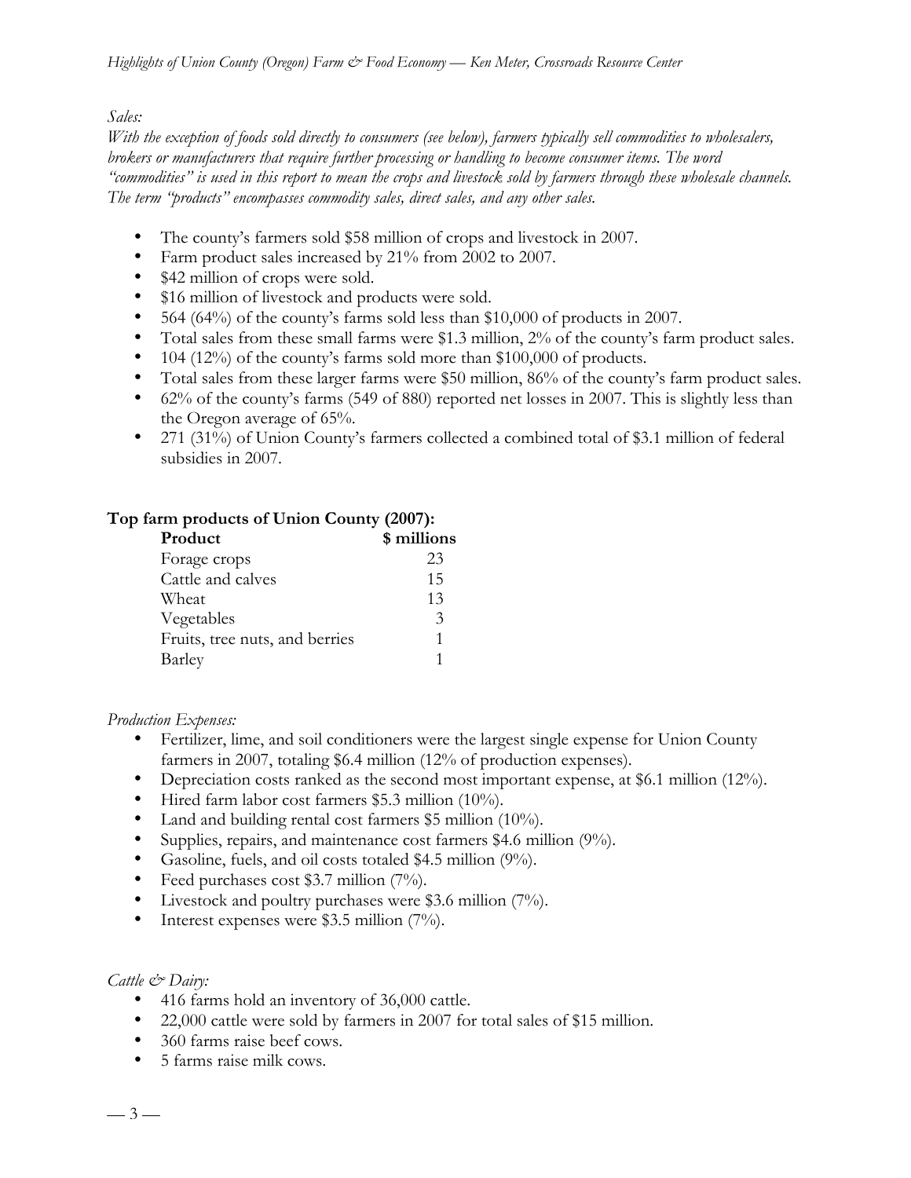*Sales:*

*With the exception of foods sold directly to consumers (see below), farmers typically sell commodities to wholesalers, brokers or manufacturers that require further processing or handling to become consumer items. The word "commodities" is used in this report to mean the crops and livestock sold by farmers through these wholesale channels. The term "products" encompasses commodity sales, direct sales, and any other sales.*

- The county's farmers sold $58 million of crops and livestock in 2007.
- Farm product sales increased by 21% from 2002 to 2007.
- $42 million of crops were sold.
- $16 million of livestock and products were sold.
- 564 (64%) of the county's farms sold less than $10,000 of products in 2007.
- Total sales from these small farms were $1.3 million, 2% of the county's farm product sales.
- 104 (12%) of the county's farms sold more than $100,000 of products.
- Total sales from these larger farms were $50 million, 86% of the county's farm product sales.
- 62% of the county's farms (549 of 880) reported net losses in 2007. This is slightly less than the Oregon average of 65%.
- 271 (31%) of Union County's farmers collected a combined total of $3.1 million of federal subsidies in 2007.

**Top farm products of Union County (2007):**

| Product | $ millions |
|---|---|
| Forage crops | 23 |
| Cattle and calves | 15 |
| Wheat | 13 |
| Vegetables | 3 |
| Fruits, tree nuts, and berries | 1 |
| Barley | 1 |

*Production Expenses:*

- Fertilizer, lime, and soil conditioners were the largest single expense for Union County farmers in 2007, totaling $6.4 million (12% of production expenses).
- Depreciation costs ranked as the second most important expense, at $6.1 million (12%).
- Hired farm labor cost farmers $5.3 million (10%).
- Land and building rental cost farmers $5 million (10%).
- Supplies, repairs, and maintenance cost farmers $4.6 million (9%).
- Gasoline, fuels, and oil costs totaled $4.5 million (9%).
- Feed purchases cost $3.7 million (7%).
- Livestock and poultry purchases were $3.6 million (7%).
- Interest expenses were $3.5 million (7%).

*Cattle & Dairy:*

- 416 farms hold an inventory of 36,000 cattle.
- 22,000 cattle were sold by farmers in 2007 for total sales of $15 million.
- 360 farms raise beef cows.
- 5 farms raise milk cows.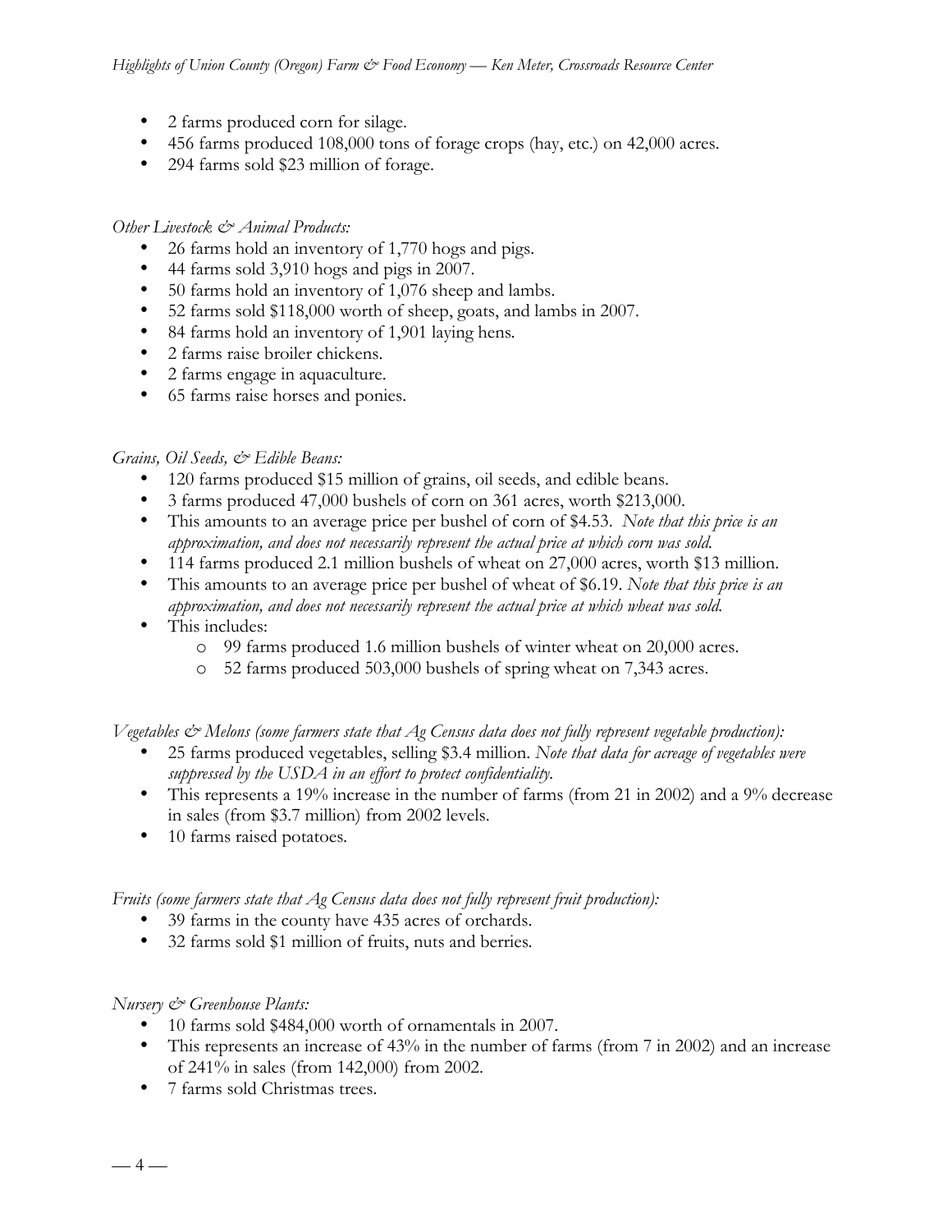- 2 farms produced corn for silage.
- 456 farms produced 108,000 tons of forage crops (hay, etc.) on 42,000 acres.
- 294 farms sold $23 million of forage.

*Other Livestock & Animal Products:*

- 26 farms hold an inventory of 1,770 hogs and pigs.
- 44 farms sold 3,910 hogs and pigs in 2007.
- 50 farms hold an inventory of 1,076 sheep and lambs.
- 52 farms sold $118,000 worth of sheep, goats, and lambs in 2007.
- 84 farms hold an inventory of 1,901 laying hens.
- 2 farms raise broiler chickens.
- 2 farms engage in aquaculture.
- 65 farms raise horses and ponies.

*Grains, Oil Seeds, & Edible Beans:*

- 120 farms produced $15 million of grains, oil seeds, and edible beans.
- 3 farms produced 47,000 bushels of corn on 361 acres, worth $213,000.
- This amounts to an average price per bushel of corn of $4.53. *Note that this price is an approximation, and does not necessarily represent the actual price at which corn was sold.*
- 114 farms produced 2.1 million bushels of wheat on 27,000 acres, worth $13 million.
- This amounts to an average price per bushel of wheat of $6.19. *Note that this price is an approximation, and does not necessarily represent the actual price at which wheat was sold.*
- This includes:
  - 99 farms produced 1.6 million bushels of winter wheat on 20,000 acres.
  - 52 farms produced 503,000 bushels of spring wheat on 7,343 acres.

*Vegetables & Melons (some farmers state that Ag Census data does not fully represent vegetable production):*

- 25 farms produced vegetables, selling $3.4 million. *Note that data for acreage of vegetables were suppressed by the USDA in an effort to protect confidentiality.*
- This represents a 19% increase in the number of farms (from 21 in 2002) and a 9% decrease in sales (from $3.7 million) from 2002 levels.
- 10 farms raised potatoes.

*Fruits (some farmers state that Ag Census data does not fully represent fruit production):*

- 39 farms in the county have 435 acres of orchards.
- 32 farms sold $1 million of fruits, nuts and berries.

*Nursery & Greenhouse Plants:*

- 10 farms sold $484,000 worth of ornamentals in 2007.
- This represents an increase of 43% in the number of farms (from 7 in 2002) and an increase of 241% in sales (from 142,000) from 2002.
- 7 farms sold Christmas trees.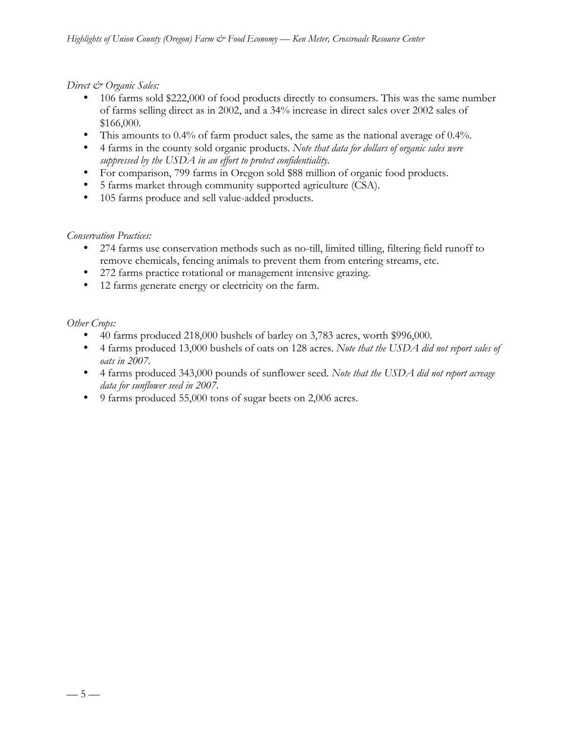*Direct & Organic Sales:*

- 106 farms sold $222,000 of food products directly to consumers. This was the same number of farms selling direct as in 2002, and a 34% increase in direct sales over 2002 sales of $166,000.
- This amounts to 0.4% of farm product sales, the same as the national average of 0.4%.
- 4 farms in the county sold organic products. *Note that data for dollars of organic sales were suppressed by the USDA in an effort to protect confidentiality.*
- For comparison, 799 farms in Oregon sold $88 million of organic food products.
- 5 farms market through community supported agriculture (CSA).
- 105 farms produce and sell value-added products.

*Conservation Practices:*

- 274 farms use conservation methods such as no-till, limited tilling, filtering field runoff to remove chemicals, fencing animals to prevent them from entering streams, etc.
- 272 farms practice rotational or management intensive grazing.
- 12 farms generate energy or electricity on the farm.

*Other Crops:*

- 40 farms produced 218,000 bushels of barley on 3,783 acres, worth $996,000.
- 4 farms produced 13,000 bushels of oats on 128 acres. *Note that the USDA did not report sales of oats in 2007.*
- 4 farms produced 343,000 pounds of sunflower seed. *Note that the USDA did not report acreage data for sunflower seed in 2007.*
- 9 farms produced 55,000 tons of sugar beets on 2,006 acres.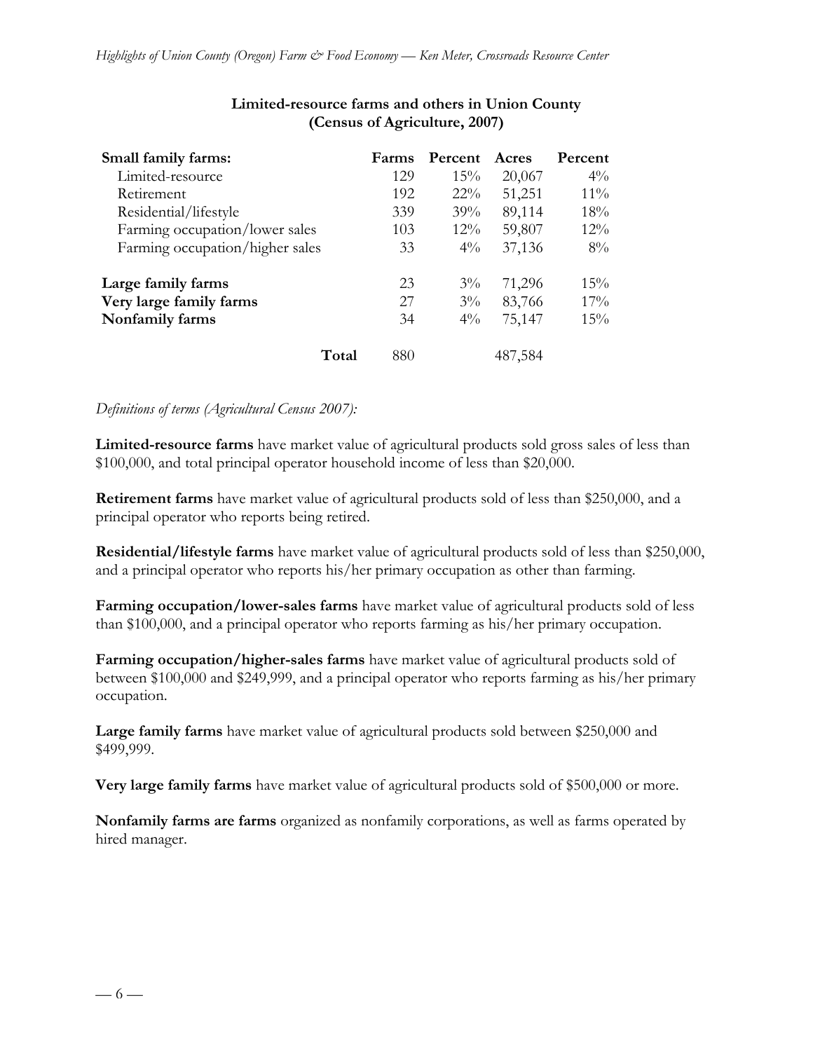**Limited-resource farms and others in Union County (Census of Agriculture, 2007)**

| Small family farms: | Farms | Percent | Acres | Percent |
|---|---|---|---|---|
| Limited-resource | 129 | 15% | 20,067 | 4% |
| Retirement | 192 | 22% | 51,251 | 11% |
| Residential/lifestyle | 339 | 39% | 89,114 | 18% |
| Farming occupation/lower sales | 103 | 12% | 59,807 | 12% |
| Farming occupation/higher sales | 33 | 4% | 37,136 | 8% |
| **Large family farms** | 23 | 3% | 71,296 | 15% |
| **Very large family farms** | 27 | 3% | 83,766 | 17% |
| **Nonfamily farms** | 34 | 4% | 75,147 | 15% |
| **Total** | 880 | | 487,584 | |

*Definitions of terms (Agricultural Census 2007):*

**Limited-resource farms** have market value of agricultural products sold gross sales of less than $100,000, and total principal operator household income of less than $20,000.

**Retirement farms** have market value of agricultural products sold of less than $250,000, and a principal operator who reports being retired.

**Residential/lifestyle farms** have market value of agricultural products sold of less than $250,000, and a principal operator who reports his/her primary occupation as other than farming.

**Farming occupation/lower-sales farms** have market value of agricultural products sold of less than $100,000, and a principal operator who reports farming as his/her primary occupation.

**Farming occupation/higher-sales farms** have market value of agricultural products sold of between $100,000 and $249,999, and a principal operator who reports farming as his/her primary occupation.

**Large family farms** have market value of agricultural products sold between $250,000 and $499,999.

**Very large family farms** have market value of agricultural products sold of $500,000 or more.

**Nonfamily farms are farms** organized as nonfamily corporations, as well as farms operated by hired manager.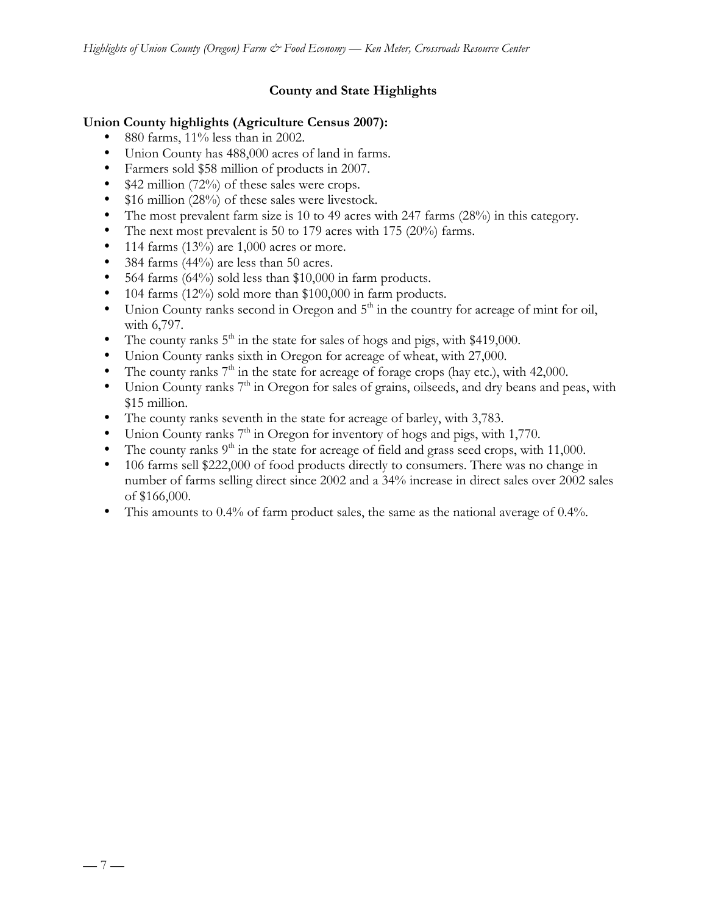## County and State Highlights

**Union County highlights (Agriculture Census 2007):**

- 880 farms, 11% less than in 2002.
- Union County has 488,000 acres of land in farms.
- Farmers sold $58 million of products in 2007.
- $42 million (72%) of these sales were crops.
- $16 million (28%) of these sales were livestock.
- The most prevalent farm size is 10 to 49 acres with 247 farms (28%) in this category.
- The next most prevalent is 50 to 179 acres with 175 (20%) farms.
- 114 farms (13%) are 1,000 acres or more.
- 384 farms (44%) are less than 50 acres.
- 564 farms (64%) sold less than $10,000 in farm products.
- 104 farms (12%) sold more than $100,000 in farm products.
- Union County ranks second in Oregon and 5th in the country for acreage of mint for oil, with 6,797.
- The county ranks 5th in the state for sales of hogs and pigs, with $419,000.
- Union County ranks sixth in Oregon for acreage of wheat, with 27,000.
- The county ranks 7th in the state for acreage of forage crops (hay etc.), with 42,000.
- Union County ranks 7th in Oregon for sales of grains, oilseeds, and dry beans and peas, with $15 million.
- The county ranks seventh in the state for acreage of barley, with 3,783.
- Union County ranks 7th in Oregon for inventory of hogs and pigs, with 1,770.
- The county ranks 9th in the state for acreage of field and grass seed crops, with 11,000.
- 106 farms sell $222,000 of food products directly to consumers. There was no change in number of farms selling direct since 2002 and a 34% increase in direct sales over 2002 sales of $166,000.
- This amounts to 0.4% of farm product sales, the same as the national average of 0.4%.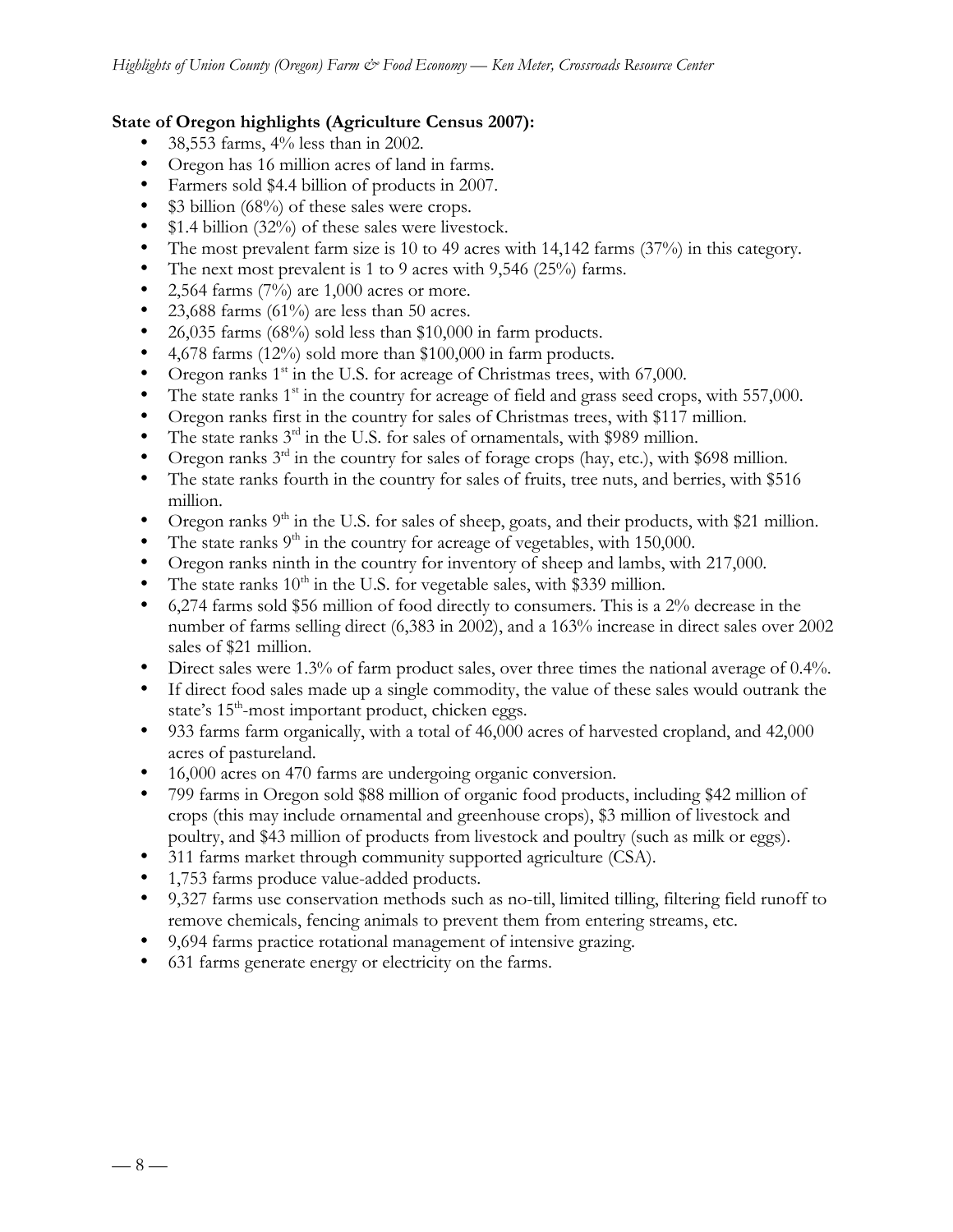**State of Oregon highlights (Agriculture Census 2007):**

- 38,553 farms, 4% less than in 2002.
- Oregon has 16 million acres of land in farms.
- Farmers sold $4.4 billion of products in 2007.
- $3 billion (68%) of these sales were crops.
- $1.4 billion (32%) of these sales were livestock.
- The most prevalent farm size is 10 to 49 acres with 14,142 farms (37%) in this category.
- The next most prevalent is 1 to 9 acres with 9,546 (25%) farms.
- 2,564 farms (7%) are 1,000 acres or more.
- 23,688 farms (61%) are less than 50 acres.
- 26,035 farms (68%) sold less than $10,000 in farm products.
- 4,678 farms (12%) sold more than $100,000 in farm products.
- Oregon ranks 1st in the U.S. for acreage of Christmas trees, with 67,000.
- The state ranks 1st in the country for acreage of field and grass seed crops, with 557,000.
- Oregon ranks first in the country for sales of Christmas trees, with $117 million.
- The state ranks 3rd in the U.S. for sales of ornamentals, with $989 million.
- Oregon ranks 3rd in the country for sales of forage crops (hay, etc.), with $698 million.
- The state ranks fourth in the country for sales of fruits, tree nuts, and berries, with $516 million.
- Oregon ranks 9th in the U.S. for sales of sheep, goats, and their products, with $21 million.
- The state ranks 9th in the country for acreage of vegetables, with 150,000.
- Oregon ranks ninth in the country for inventory of sheep and lambs, with 217,000.
- The state ranks 10th in the U.S. for vegetable sales, with $339 million.
- 6,274 farms sold $56 million of food directly to consumers. This is a 2% decrease in the number of farms selling direct (6,383 in 2002), and a 163% increase in direct sales over 2002 sales of $21 million.
- Direct sales were 1.3% of farm product sales, over three times the national average of 0.4%.
- If direct food sales made up a single commodity, the value of these sales would outrank the state's 15th-most important product, chicken eggs.
- 933 farms farm organically, with a total of 46,000 acres of harvested cropland, and 42,000 acres of pastureland.
- 16,000 acres on 470 farms are undergoing organic conversion.
- 799 farms in Oregon sold $88 million of organic food products, including $42 million of crops (this may include ornamental and greenhouse crops), $3 million of livestock and poultry, and $43 million of products from livestock and poultry (such as milk or eggs).
- 311 farms market through community supported agriculture (CSA).
- 1,753 farms produce value-added products.
- 9,327 farms use conservation methods such as no-till, limited tilling, filtering field runoff to remove chemicals, fencing animals to prevent them from entering streams, etc.
- 9,694 farms practice rotational management of intensive grazing.
- 631 farms generate energy or electricity on the farms.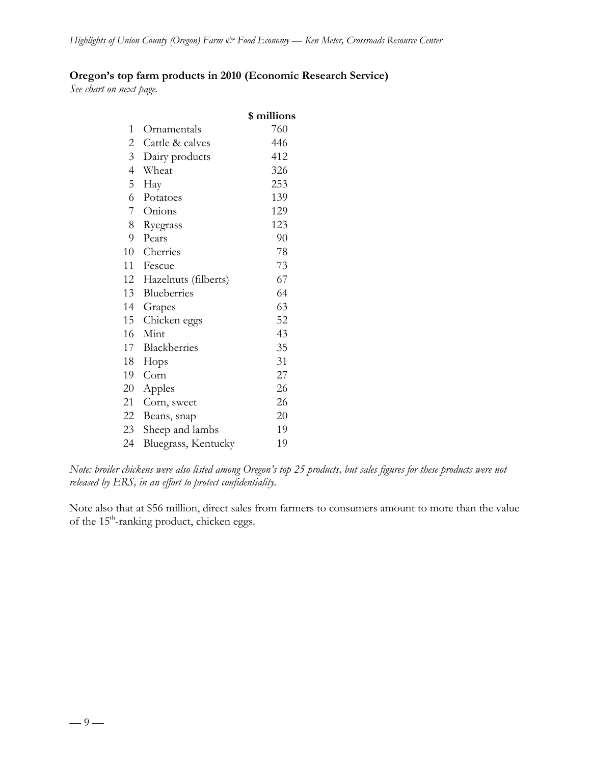**Oregon's top farm products in 2010 (Economic Research Service)**

*See chart on next page.*

| | | $ millions |
|---|---|---|
| 1 | Ornamentals | 760 |
| 2 | Cattle & calves | 446 |
| 3 | Dairy products | 412 |
| 4 | Wheat | 326 |
| 5 | Hay | 253 |
| 6 | Potatoes | 139 |
| 7 | Onions | 129 |
| 8 | Ryegrass | 123 |
| 9 | Pears | 90 |
| 10 | Cherries | 78 |
| 11 | Fescue | 73 |
| 12 | Hazelnuts (filberts) | 67 |
| 13 | Blueberries | 64 |
| 14 | Grapes | 63 |
| 15 | Chicken eggs | 52 |
| 16 | Mint | 43 |
| 17 | Blackberries | 35 |
| 18 | Hops | 31 |
| 19 | Corn | 27 |
| 20 | Apples | 26 |
| 21 | Corn, sweet | 26 |
| 22 | Beans, snap | 20 |
| 23 | Sheep and lambs | 19 |
| 24 | Bluegrass, Kentucky | 19 |

*Note: broiler chickens were also listed among Oregon's top 25 products, but sales figures for these products were not released by ERS, in an effort to protect confidentiality.*

Note also that at $56 million, direct sales from farmers to consumers amount to more than the value of the 15th-ranking product, chicken eggs.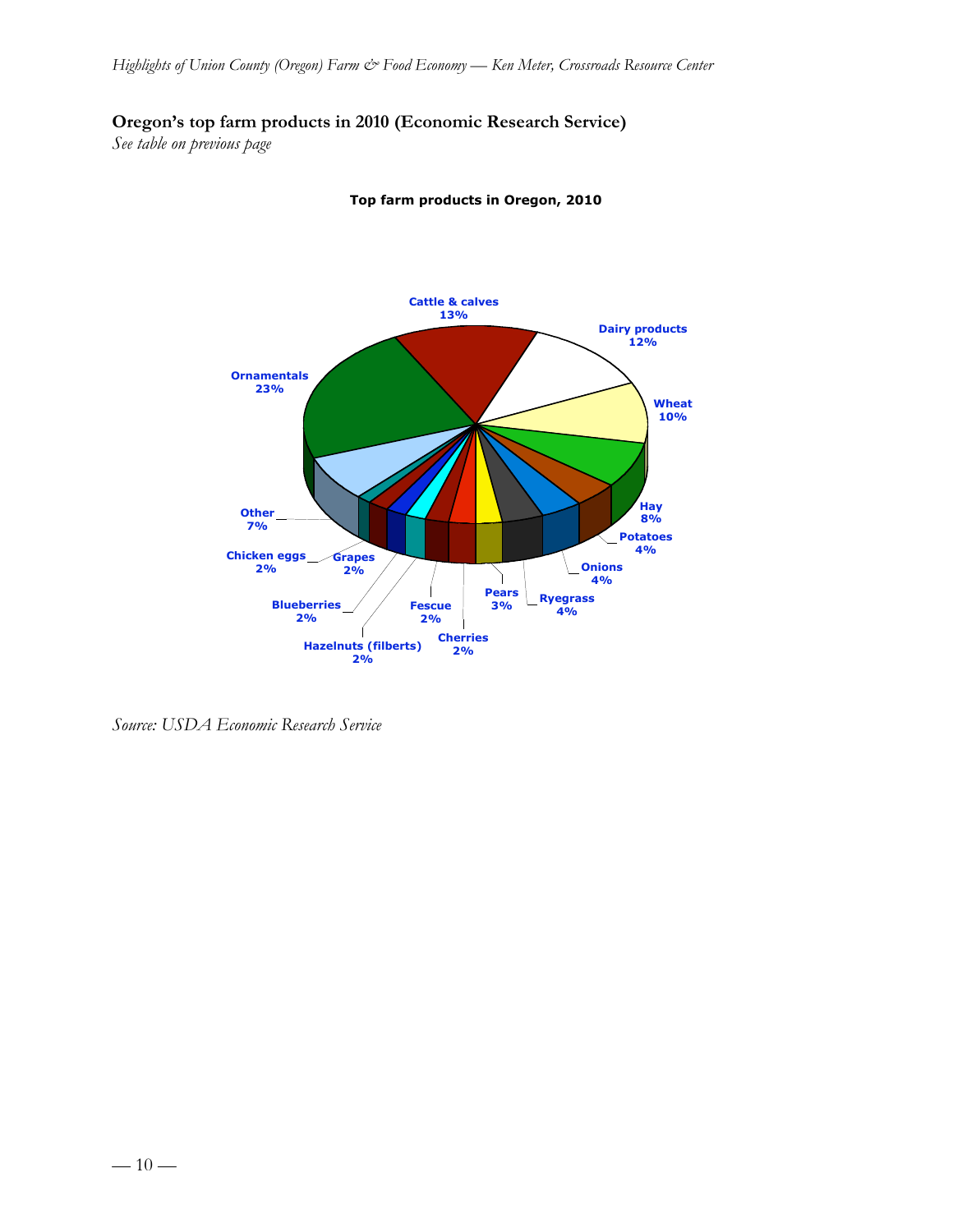**Oregon's top farm products in 2010 (Economic Research Service)**

*See table on previous page*

**Top farm products in Oregon, 2010**

Cattle & calves 13%
Dairy products 12%
Wheat 10%
Hay 8%
Potatoes 4%
Onions 4%
Ryegrass 4%
Pears 3%
Cherries 2%
Fescue 2%
Hazelnuts (filberts) 2%
Blueberries 2%
Grapes 2%
Chicken eggs 2%
Other 7%
Ornamentals 23%

*Source: USDA Economic Research Service*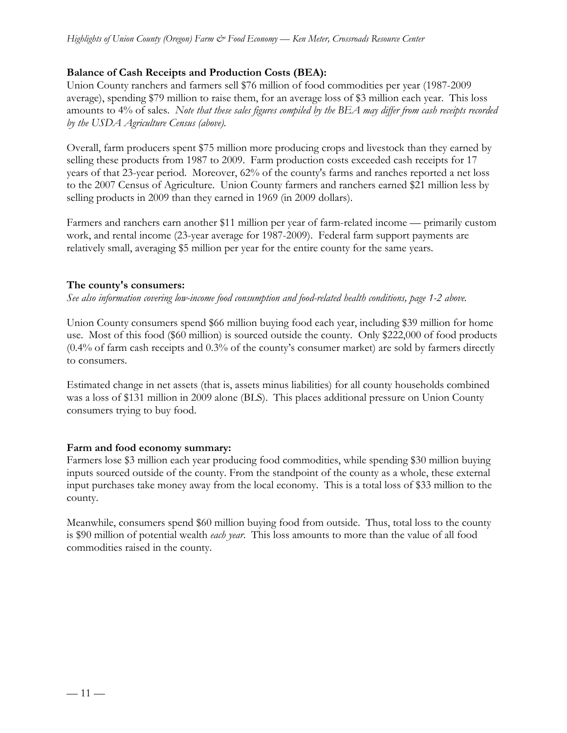**Balance of Cash Receipts and Production Costs (BEA):**

Union County ranchers and farmers sell $76 million of food commodities per year (1987-2009 average), spending $79 million to raise them, for an average loss of $3 million each year. This loss amounts to 4% of sales. *Note that these sales figures compiled by the BEA may differ from cash receipts recorded by the USDA Agriculture Census (above).*

Overall, farm producers spent $75 million more producing crops and livestock than they earned by selling these products from 1987 to 2009. Farm production costs exceeded cash receipts for 17 years of that 23-year period. Moreover, 62% of the county's farms and ranches reported a net loss to the 2007 Census of Agriculture. Union County farmers and ranchers earned $21 million less by selling products in 2009 than they earned in 1969 (in 2009 dollars).

Farmers and ranchers earn another $11 million per year of farm-related income — primarily custom work, and rental income (23-year average for 1987-2009). Federal farm support payments are relatively small, averaging $5 million per year for the entire county for the same years.

**The county's consumers:**

*See also information covering low-income food consumption and food-related health conditions, page 1-2 above.*

Union County consumers spend $66 million buying food each year, including $39 million for home use. Most of this food ($60 million) is sourced outside the county. Only $222,000 of food products (0.4% of farm cash receipts and 0.3% of the county's consumer market) are sold by farmers directly to consumers.

Estimated change in net assets (that is, assets minus liabilities) for all county households combined was a loss of $131 million in 2009 alone (BLS). This places additional pressure on Union County consumers trying to buy food.

**Farm and food economy summary:**

Farmers lose $3 million each year producing food commodities, while spending $30 million buying inputs sourced outside of the county. From the standpoint of the county as a whole, these external input purchases take money away from the local economy. This is a total loss of $33 million to the county.

Meanwhile, consumers spend $60 million buying food from outside. Thus, total loss to the county is $90 million of potential wealth *each year*. This loss amounts to more than the value of all food commodities raised in the county.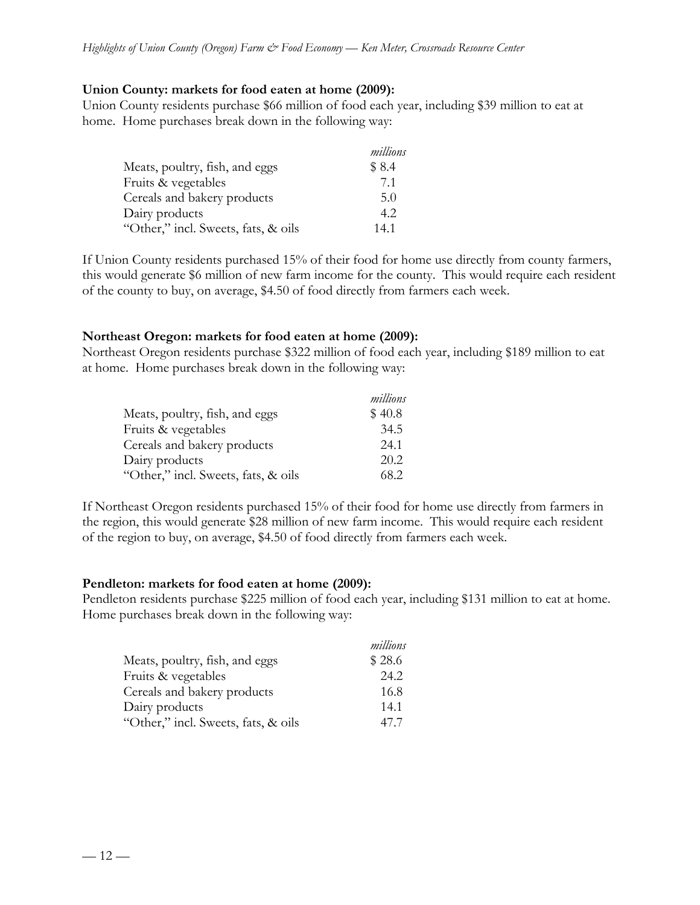**Union County: markets for food eaten at home (2009):**

Union County residents purchase $66 million of food each year, including $39 million to eat at home. Home purchases break down in the following way:

| | *millions* |
|---|---|
| Meats, poultry, fish, and eggs | $ 8.4 |
| Fruits & vegetables | 7.1 |
| Cereals and bakery products | 5.0 |
| Dairy products | 4.2 |
| "Other," incl. Sweets, fats, & oils | 14.1 |

If Union County residents purchased 15% of their food for home use directly from county farmers, this would generate $6 million of new farm income for the county. This would require each resident of the county to buy, on average, $4.50 of food directly from farmers each week.

**Northeast Oregon: markets for food eaten at home (2009):**

Northeast Oregon residents purchase $322 million of food each year, including $189 million to eat at home. Home purchases break down in the following way:

| | *millions* |
|---|---|
| Meats, poultry, fish, and eggs | $ 40.8 |
| Fruits & vegetables | 34.5 |
| Cereals and bakery products | 24.1 |
| Dairy products | 20.2 |
| "Other," incl. Sweets, fats, & oils | 68.2 |

If Northeast Oregon residents purchased 15% of their food for home use directly from farmers in the region, this would generate $28 million of new farm income. This would require each resident of the region to buy, on average, $4.50 of food directly from farmers each week.

**Pendleton: markets for food eaten at home (2009):**

Pendleton residents purchase $225 million of food each year, including $131 million to eat at home. Home purchases break down in the following way:

| | *millions* |
|---|---|
| Meats, poultry, fish, and eggs | $ 28.6 |
| Fruits & vegetables | 24.2 |
| Cereals and bakery products | 16.8 |
| Dairy products | 14.1 |
| "Other," incl. Sweets, fats, & oils | 47.7 |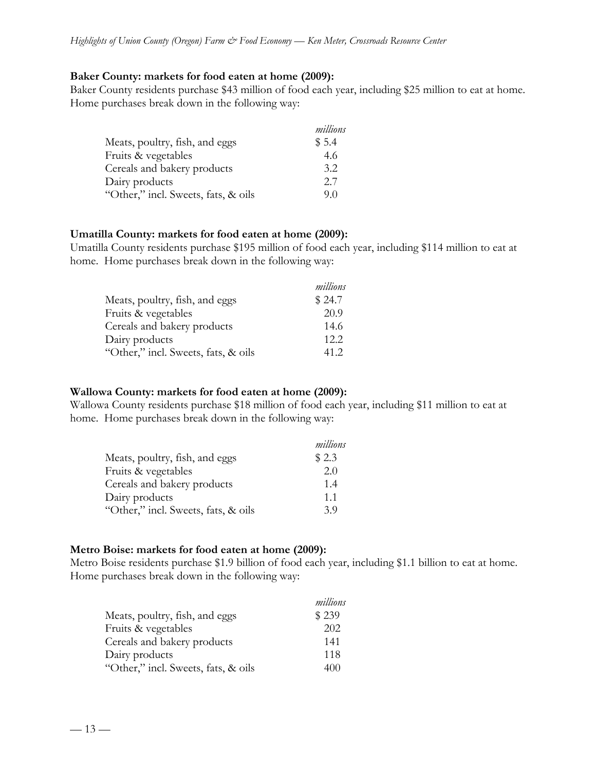**Baker County: markets for food eaten at home (2009):**
Baker County residents purchase $43 million of food each year, including $25 million to eat at home. Home purchases break down in the following way:

| | *millions* |
|---|---|
| Meats, poultry, fish, and eggs | $ 5.4 |
| Fruits & vegetables | 4.6 |
| Cereals and bakery products | 3.2 |
| Dairy products | 2.7 |
| "Other," incl. Sweets, fats, & oils | 9.0 |

**Umatilla County: markets for food eaten at home (2009):**
Umatilla County residents purchase $195 million of food each year, including $114 million to eat at home. Home purchases break down in the following way:

| | *millions* |
|---|---|
| Meats, poultry, fish, and eggs | $ 24.7 |
| Fruits & vegetables | 20.9 |
| Cereals and bakery products | 14.6 |
| Dairy products | 12.2 |
| "Other," incl. Sweets, fats, & oils | 41.2 |

**Wallowa County: markets for food eaten at home (2009):**
Wallowa County residents purchase $18 million of food each year, including $11 million to eat at home. Home purchases break down in the following way:

| | *millions* |
|---|---|
| Meats, poultry, fish, and eggs | $ 2.3 |
| Fruits & vegetables | 2.0 |
| Cereals and bakery products | 1.4 |
| Dairy products | 1.1 |
| "Other," incl. Sweets, fats, & oils | 3.9 |

**Metro Boise: markets for food eaten at home (2009):**
Metro Boise residents purchase $1.9 billion of food each year, including $1.1 billion to eat at home. Home purchases break down in the following way:

| | *millions* |
|---|---|
| Meats, poultry, fish, and eggs | $ 239 |
| Fruits & vegetables | 202 |
| Cereals and bakery products | 141 |
| Dairy products | 118 |
| "Other," incl. Sweets, fats, & oils | 400 |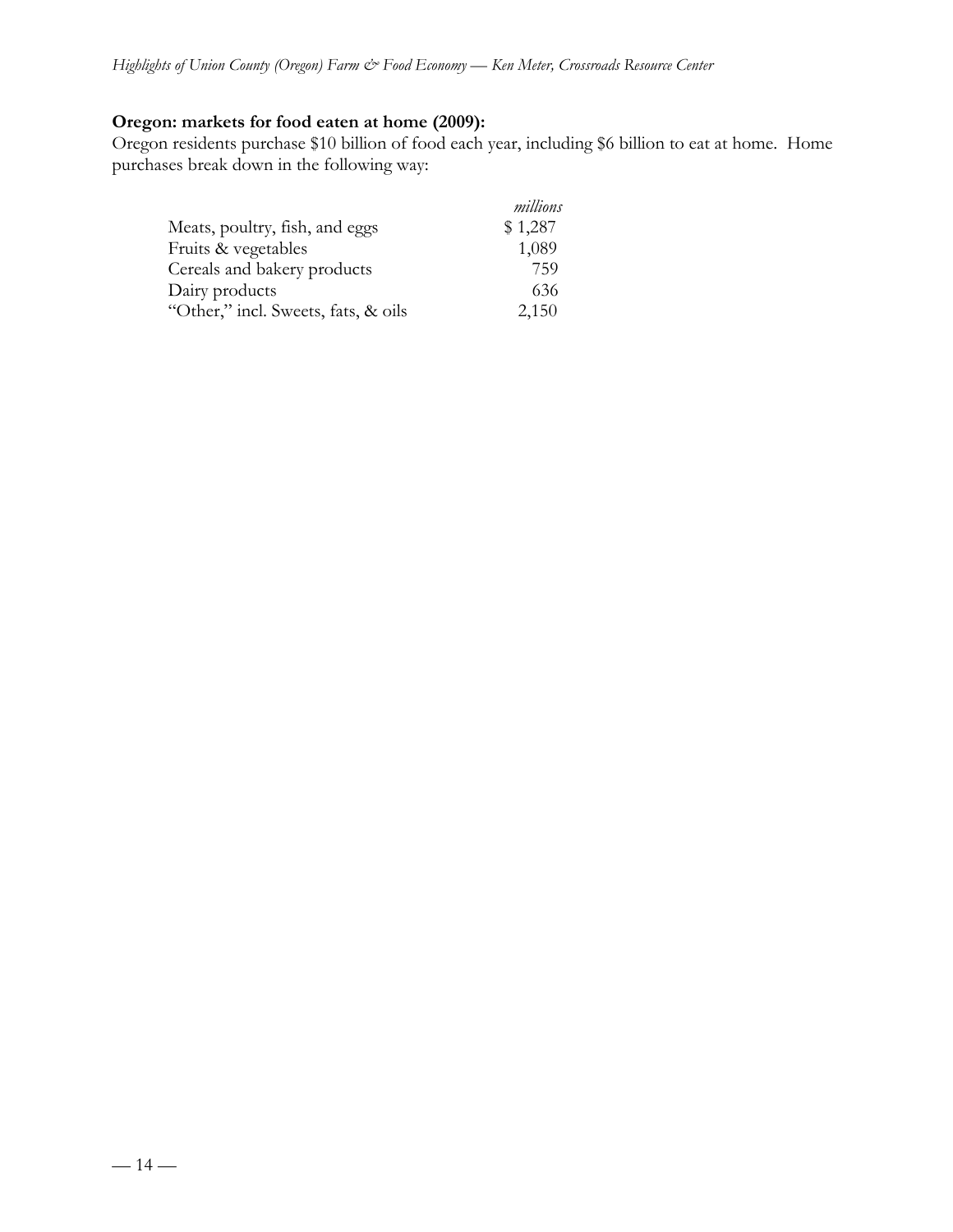**Oregon: markets for food eaten at home (2009):**

Oregon residents purchase $10 billion of food each year, including $6 billion to eat at home. Home purchases break down in the following way:

| | *millions* |
|---|---|
| Meats, poultry, fish, and eggs | $ 1,287 |
| Fruits & vegetables | 1,089 |
| Cereals and bakery products | 759 |
| Dairy products | 636 |
| "Other," incl. Sweets, fats, & oils | 2,150 |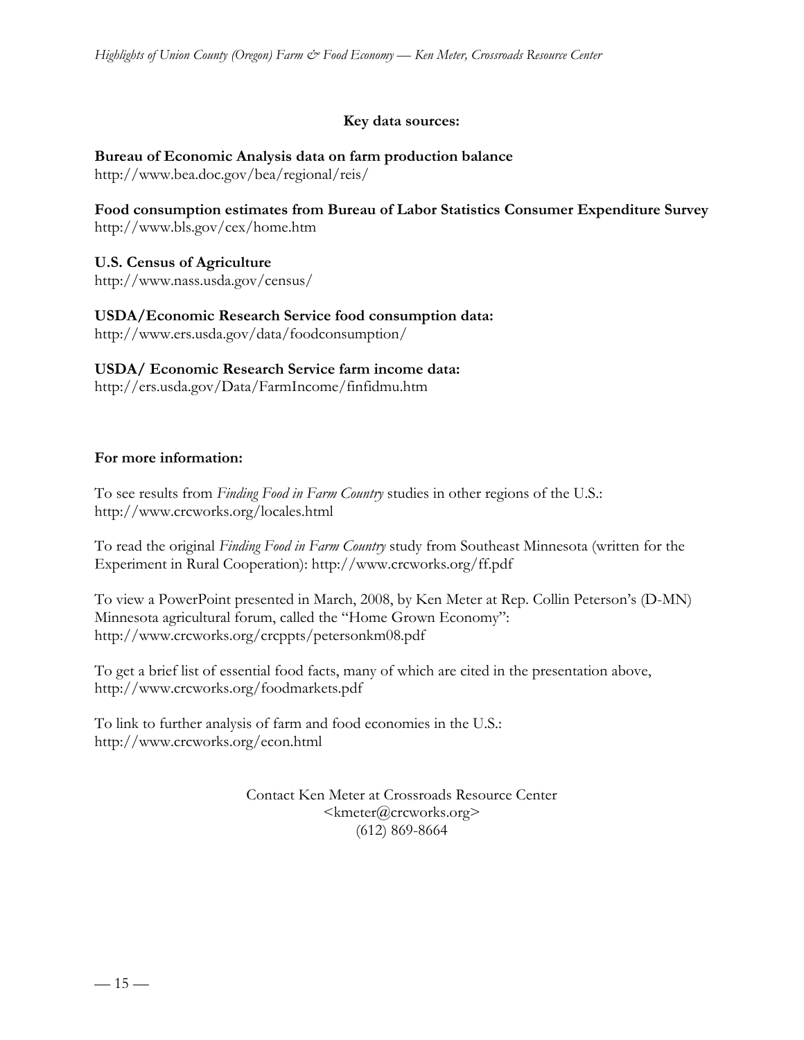**Key data sources:**

**Bureau of Economic Analysis data on farm production balance**
http://www.bea.doc.gov/bea/regional/reis/

**Food consumption estimates from Bureau of Labor Statistics Consumer Expenditure Survey**
http://www.bls.gov/cex/home.htm

**U.S. Census of Agriculture**
http://www.nass.usda.gov/census/

**USDA/Economic Research Service food consumption data:**
http://www.ers.usda.gov/data/foodconsumption/

**USDA/ Economic Research Service farm income data:**
http://ers.usda.gov/Data/FarmIncome/finfidmu.htm

**For more information:**

To see results from *Finding Food in Farm Country* studies in other regions of the U.S.: http://www.crcworks.org/locales.html

To read the original *Finding Food in Farm Country* study from Southeast Minnesota (written for the Experiment in Rural Cooperation): http://www.crcworks.org/ff.pdf

To view a PowerPoint presented in March, 2008, by Ken Meter at Rep. Collin Peterson's (D-MN) Minnesota agricultural forum, called the "Home Grown Economy": http://www.crcworks.org/crcppts/petersonkm08.pdf

To get a brief list of essential food facts, many of which are cited in the presentation above, http://www.crcworks.org/foodmarkets.pdf

To link to further analysis of farm and food economies in the U.S.: http://www.crcworks.org/econ.html

Contact Ken Meter at Crossroads Resource Center
<kmeter@crcworks.org>
(612) 869-8664